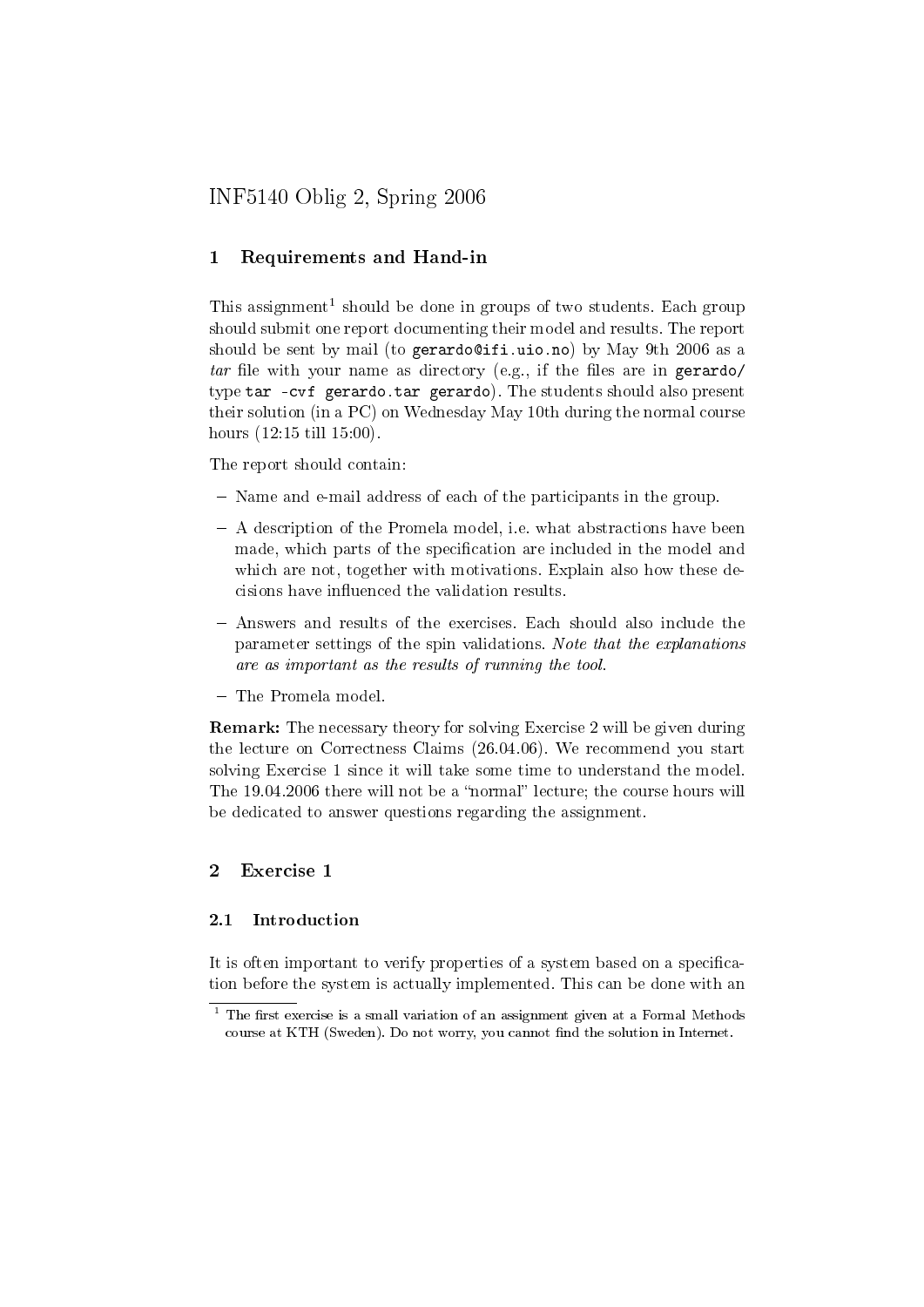# INF5140 Oblig 2, Spring 2006

## 1 Requirements and Hand-in

This assignment[1] should be done in groups of two students. Each group should submit one report documenting their model and results. The report should be sent by mail (to `gerardo@ifi.uio.no`) by May 9th 2006 as a *tar* file with your name as directory (e.g., if the files are in `gerardo/` type `tar -cvf gerardo.tar gerardo`). The students should also present their solution (in a PC) on Wednesday May 10th during the normal course hours (12:15 till 15:00).

The report should contain:

- Name and e-mail address of each of the participants in the group.
- A description of the Promela model, i.e. what abstractions have been made, which parts of the specification are included in the model and which are not, together with motivations. Explain also how these decisions have influenced the validation results.
- Answers and results of the exercises. Each should also include the parameter settings of the spin validations. *Note that the explanations are as important as the results of running the tool.*
- The Promela model.

**Remark:** The necessary theory for solving Exercise 2 will be given during the lecture on Correctness Claims (26.04.06). We recommend you start solving Exercise 1 since it will take some time to understand the model. The 19.04.2006 there will not be a "normal" lecture; the course hours will be dedicated to answer questions regarding the assignment.

## 2 Exercise 1

### 2.1 Introduction

It is often important to verify properties of a system based on a specification before the system is actually implemented. This can be done with an

[1] The first exercise is a small variation of an assignment given at a Formal Methods course at KTH (Sweden). Do not worry, you cannot find the solution in Internet.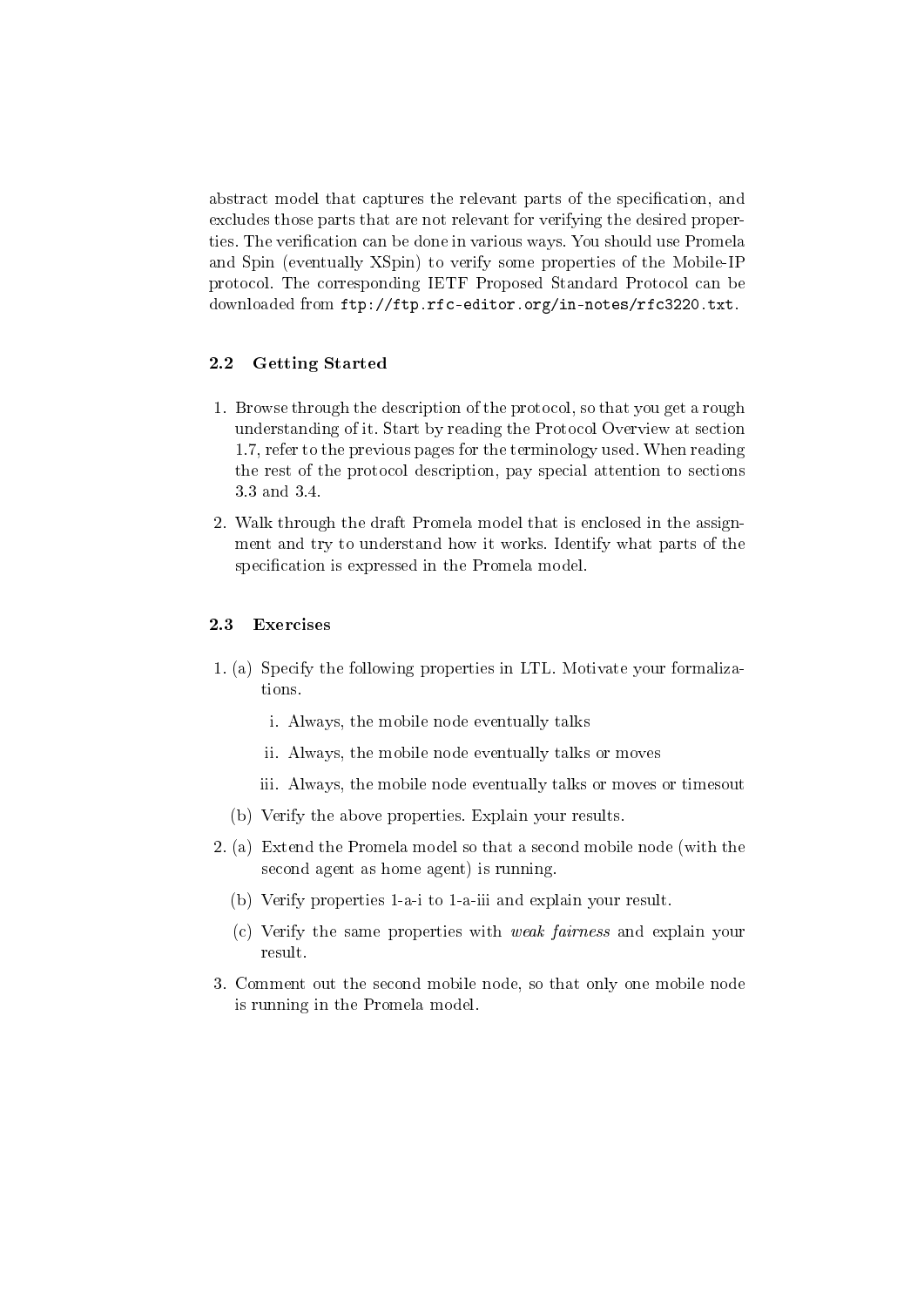abstract model that captures the relevant parts of the specification, and excludes those parts that are not relevant for verifying the desired properties. The verification can be done in various ways. You should use Promela and Spin (eventually XSpin) to verify some properties of the Mobile-IP protocol. The corresponding IETF Proposed Standard Protocol can be downloaded from `ftp://ftp.rfc-editor.org/in-notes/rfc3220.txt`.

### 2.2 Getting Started

1. Browse through the description of the protocol, so that you get a rough understanding of it. Start by reading the Protocol Overview at section 1.7, refer to the previous pages for the terminology used. When reading the rest of the protocol description, pay special attention to sections 3.3 and 3.4.
2. Walk through the draft Promela model that is enclosed in the assignment and try to understand how it works. Identify what parts of the specification is expressed in the Promela model.

### 2.3 Exercises

1. (a) Specify the following properties in LTL. Motivate your formalizations.
      i. Always, the mobile node eventually talks
      ii. Always, the mobile node eventually talks or moves
      iii. Always, the mobile node eventually talks or moves or timesout

   (b) Verify the above properties. Explain your results.
2. (a) Extend the Promela model so that a second mobile node (with the second agent as home agent) is running.

   (b) Verify properties 1-a-i to 1-a-iii and explain your result.

   (c) Verify the same properties with *weak fairness* and explain your result.
3. Comment out the second mobile node, so that only one mobile node is running in the Promela model.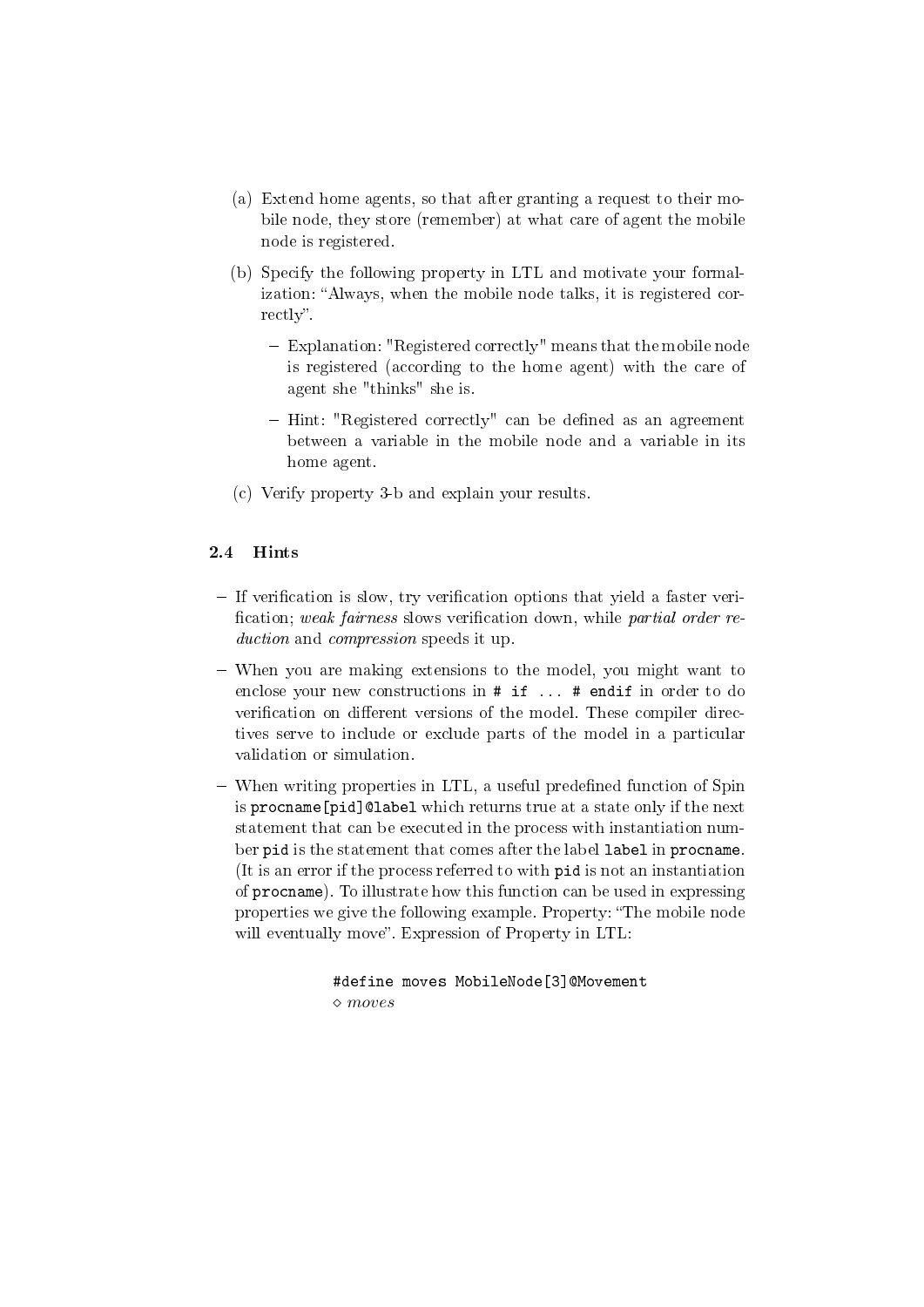(a) Extend home agents, so that after granting a request to their mobile node, they store (remember) at what care of agent the mobile node is registered.

(b) Specify the following property in LTL and motivate your formalization: "Always, when the mobile node talks, it is registered correctly".

   - Explanation: "Registered correctly" means that the mobile node is registered (according to the home agent) with the care of agent she "thinks" she is.
   - Hint: "Registered correctly" can be defined as an agreement between a variable in the mobile node and a variable in its home agent.

(c) Verify property 3-b and explain your results.

### 2.4 Hints

- If verification is slow, try verification options that yield a faster verification; *weak fairness* slows verification down, while *partial order reduction* and *compression* speeds it up.
- When you are making extensions to the model, you might want to enclose your new constructions in `# if ... # endif` in order to do verification on different versions of the model. These compiler directives serve to include or exclude parts of the model in a particular validation or simulation.
- When writing properties in LTL, a useful predefined function of Spin is `procname[pid]@label` which returns true at a state only if the next statement that can be executed in the process with instantiation number `pid` is the statement that comes after the label `label` in `procname`. (It is an error if the process referred to with `pid` is not an instantiation of `procname`). To illustrate how this function can be used in expressing properties we give the following example. Property: "The mobile node will eventually move". Expression of Property in LTL:

```
#define moves MobileNode[3]@Movement
```

$\diamond\, moves$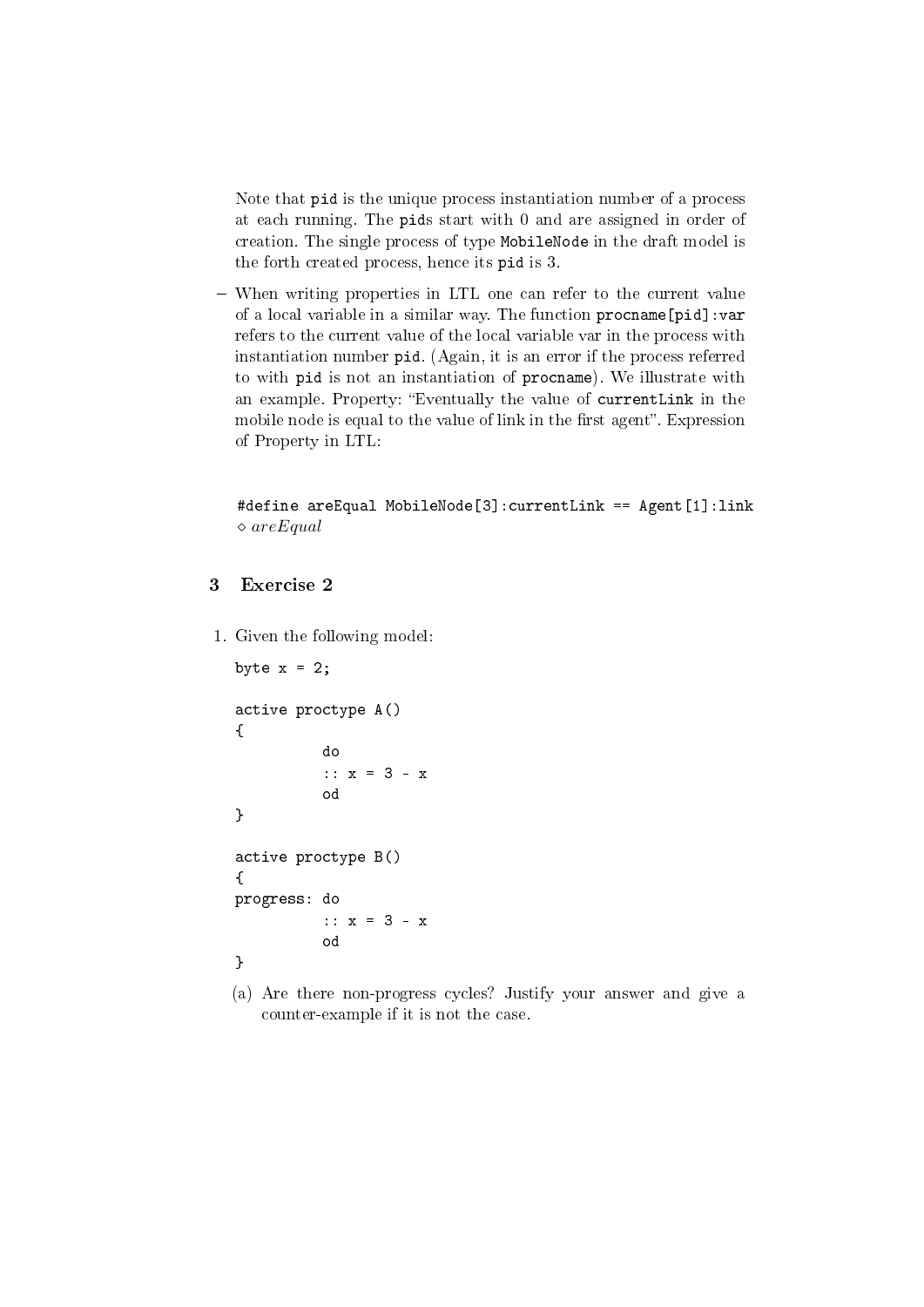Note that `pid` is the unique process instantiation number of a process at each running. The `pid`s start with 0 and are assigned in order of creation. The single process of type `MobileNode` in the draft model is the forth created process, hence its `pid` is 3.

– When writing properties in LTL one can refer to the current value of a local variable in a similar way. The function `procname[pid]:var` refers to the current value of the local variable var in the process with instantiation number `pid`. (Again, it is an error if the process referred to with `pid` is not an instantiation of `procname`). We illustrate with an example. Property: "Eventually the value of `currentLink` in the mobile node is equal to the value of link in the first agent". Expression of Property in LTL:

```
#define areEqual MobileNode[3]:currentLink == Agent[1]:link
```

$\diamond\, areEqual$

## 3 Exercise 2

1. Given the following model:

```
byte x = 2;

active proctype A()
{
        do
        :: x = 3 - x
        od
}

active proctype B()
{
progress: do
        :: x = 3 - x
        od
}
```

   (a) Are there non-progress cycles? Justify your answer and give a counter-example if it is not the case.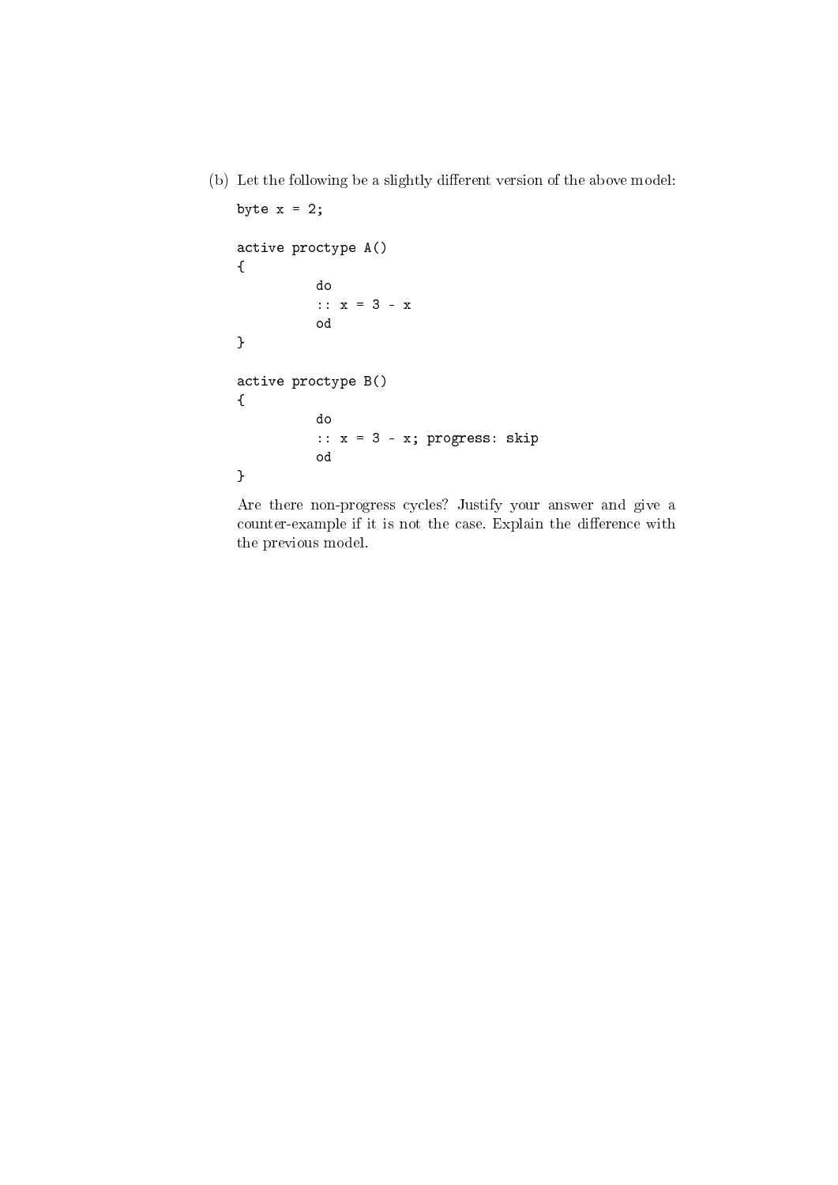(b) Let the following be a slightly different version of the above model:

```
byte x = 2;

active proctype A()
{
        do
        :: x = 3 - x
        od
}

active proctype B()
{
        do
        :: x = 3 - x; progress: skip
        od
}
```

Are there non-progress cycles? Justify your answer and give a counter-example if it is not the case. Explain the difference with the previous model.